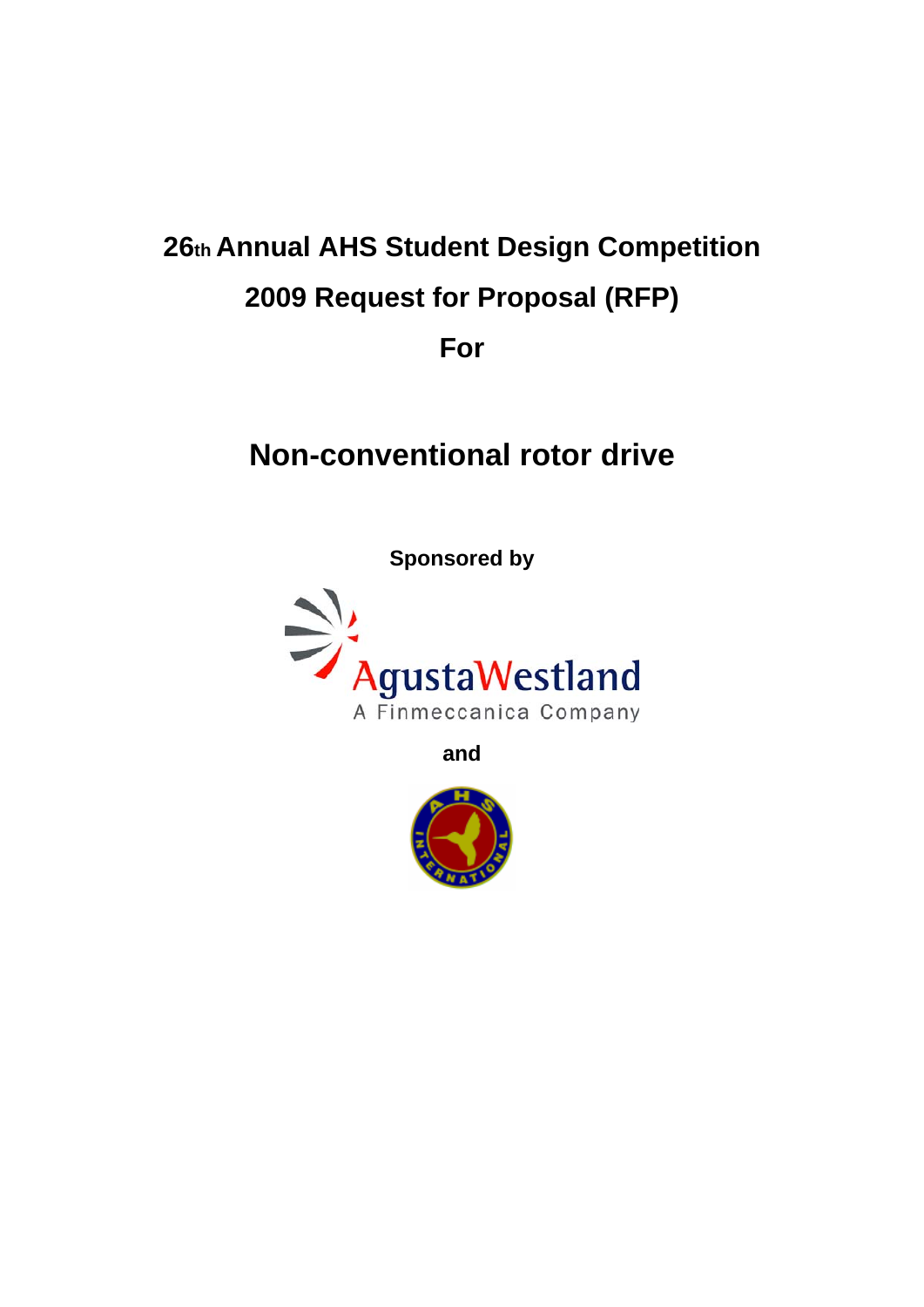# 26th Annual AHS Student Design Competition

# 2009 Request for Proposal (RFP)

# For

# Non-conventional rotor drive

**Sponsored by**

AgustaWestland

A Finmeccanica Company

**and**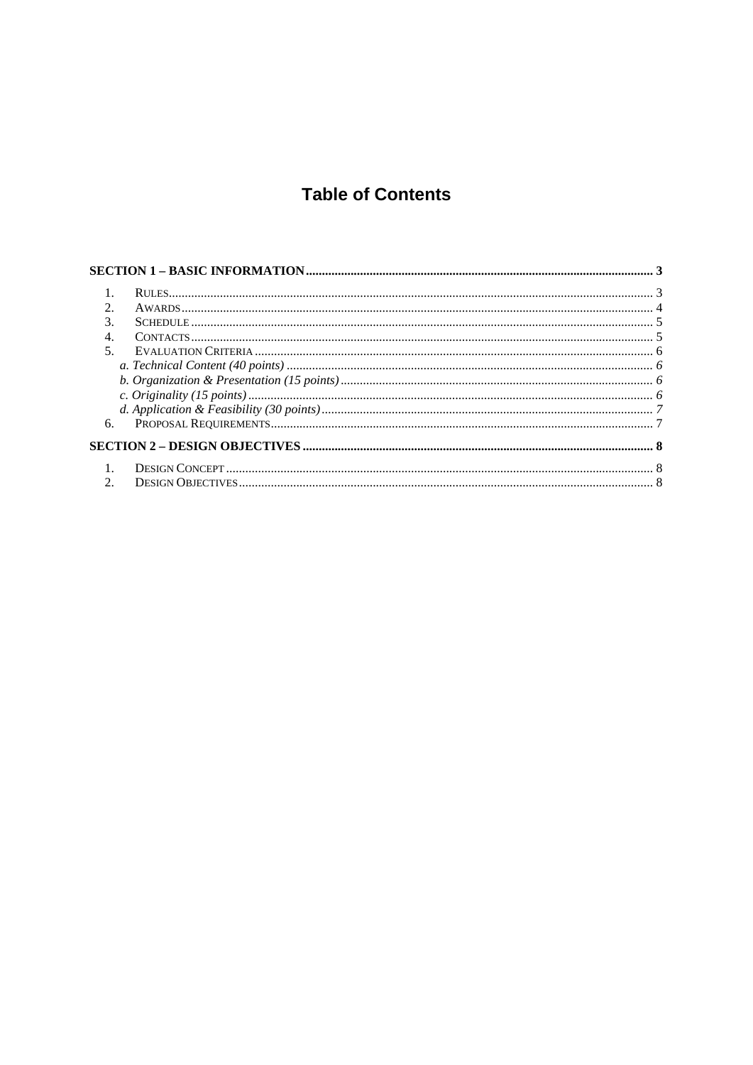# Table of Contents

**SECTION 1 – BASIC INFORMATION** ............ **3**

1. RULES ............ 3
2. AWARDS ............ 4
3. SCHEDULE ............ 5
4. CONTACTS ............ 5
5. EVALUATION CRITERIA ............ 6
   - *a. Technical Content (40 points)* ............ *6*
   - *b. Organization & Presentation (15 points)* ............ *6*
   - *c. Originality (15 points)* ............ *6*
   - *d. Application & Feasibility (30 points)* ............ *7*
6. PROPOSAL REQUIREMENTS ............ 7

**SECTION 2 – DESIGN OBJECTIVES** ............ **8**

1. DESIGN CONCEPT ............ 8
2. DESIGN OBJECTIVES ............ 8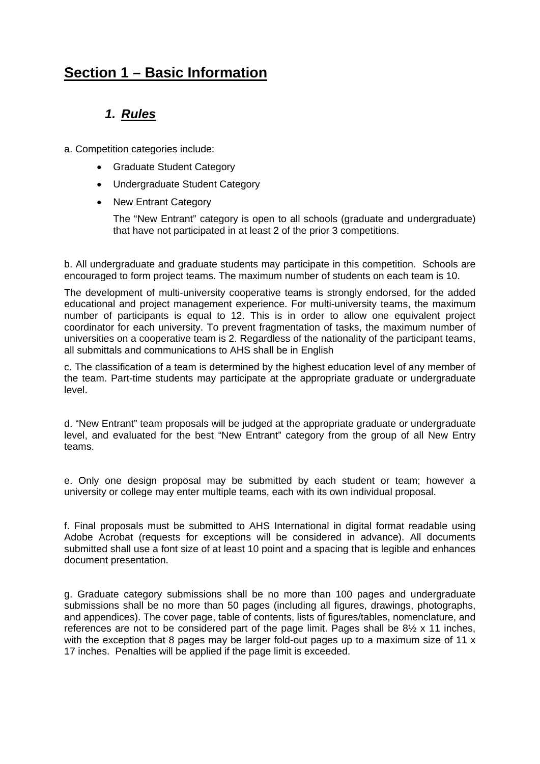# Section 1 – Basic Information

## *1. Rules*

a. Competition categories include:

- Graduate Student Category
- Undergraduate Student Category
- New Entrant Category

  The "New Entrant" category is open to all schools (graduate and undergraduate) that have not participated in at least 2 of the prior 3 competitions.

b. All undergraduate and graduate students may participate in this competition. Schools are encouraged to form project teams. The maximum number of students on each team is 10.

The development of multi-university cooperative teams is strongly endorsed, for the added educational and project management experience. For multi-university teams, the maximum number of participants is equal to 12. This is in order to allow one equivalent project coordinator for each university. To prevent fragmentation of tasks, the maximum number of universities on a cooperative team is 2. Regardless of the nationality of the participant teams, all submittals and communications to AHS shall be in English

c. The classification of a team is determined by the highest education level of any member of the team. Part-time students may participate at the appropriate graduate or undergraduate level.

d. "New Entrant" team proposals will be judged at the appropriate graduate or undergraduate level, and evaluated for the best "New Entrant" category from the group of all New Entry teams.

e. Only one design proposal may be submitted by each student or team; however a university or college may enter multiple teams, each with its own individual proposal.

f. Final proposals must be submitted to AHS International in digital format readable using Adobe Acrobat (requests for exceptions will be considered in advance). All documents submitted shall use a font size of at least 10 point and a spacing that is legible and enhances document presentation.

g. Graduate category submissions shall be no more than 100 pages and undergraduate submissions shall be no more than 50 pages (including all figures, drawings, photographs, and appendices). The cover page, table of contents, lists of figures/tables, nomenclature, and references are not to be considered part of the page limit. Pages shall be 8½ x 11 inches, with the exception that 8 pages may be larger fold-out pages up to a maximum size of 11 x 17 inches. Penalties will be applied if the page limit is exceeded.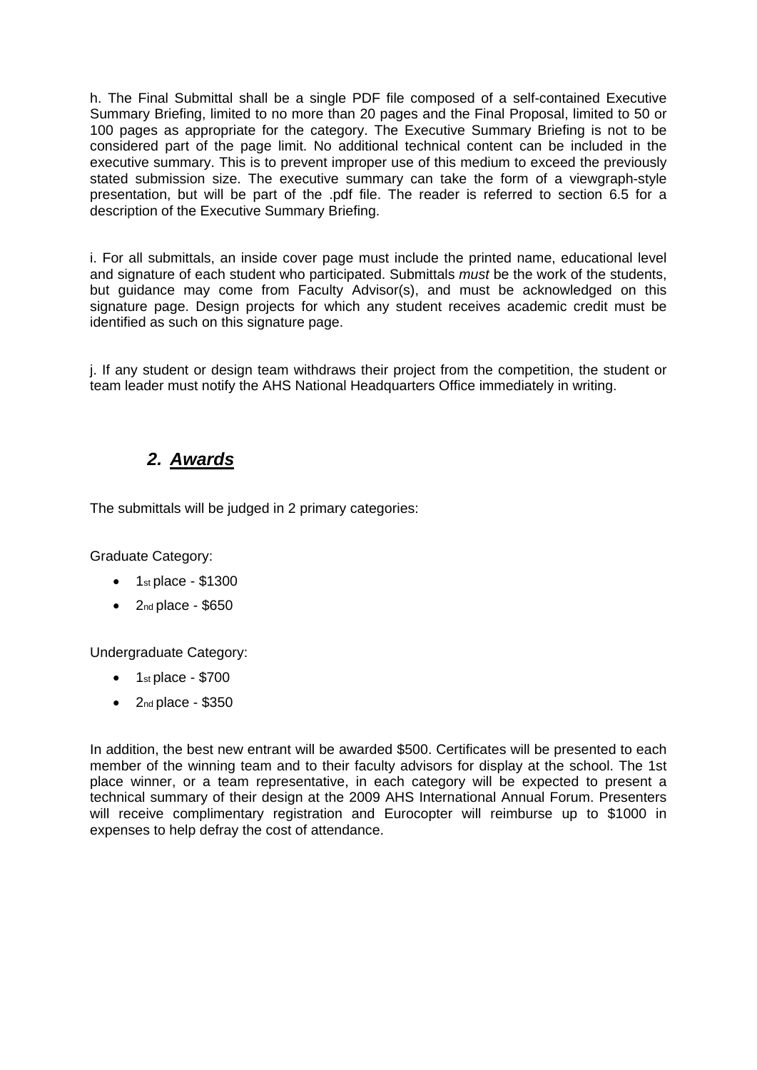h. The Final Submittal shall be a single PDF file composed of a self-contained Executive Summary Briefing, limited to no more than 20 pages and the Final Proposal, limited to 50 or 100 pages as appropriate for the category. The Executive Summary Briefing is not to be considered part of the page limit. No additional technical content can be included in the executive summary. This is to prevent improper use of this medium to exceed the previously stated submission size. The executive summary can take the form of a viewgraph-style presentation, but will be part of the .pdf file. The reader is referred to section 6.5 for a description of the Executive Summary Briefing.

i. For all submittals, an inside cover page must include the printed name, educational level and signature of each student who participated. Submittals *must* be the work of the students, but guidance may come from Faculty Advisor(s), and must be acknowledged on this signature page. Design projects for which any student receives academic credit must be identified as such on this signature page.

j. If any student or design team withdraws their project from the competition, the student or team leader must notify the AHS National Headquarters Office immediately in writing.

## 2. Awards

The submittals will be judged in 2 primary categories:

Graduate Category:

- 1st place - $1300
- 2nd place - $650

Undergraduate Category:

- 1st place - $700
- 2nd place - $350

In addition, the best new entrant will be awarded $500. Certificates will be presented to each member of the winning team and to their faculty advisors for display at the school. The 1st place winner, or a team representative, in each category will be expected to present a technical summary of their design at the 2009 AHS International Annual Forum. Presenters will receive complimentary registration and Eurocopter will reimburse up to $1000 in expenses to help defray the cost of attendance.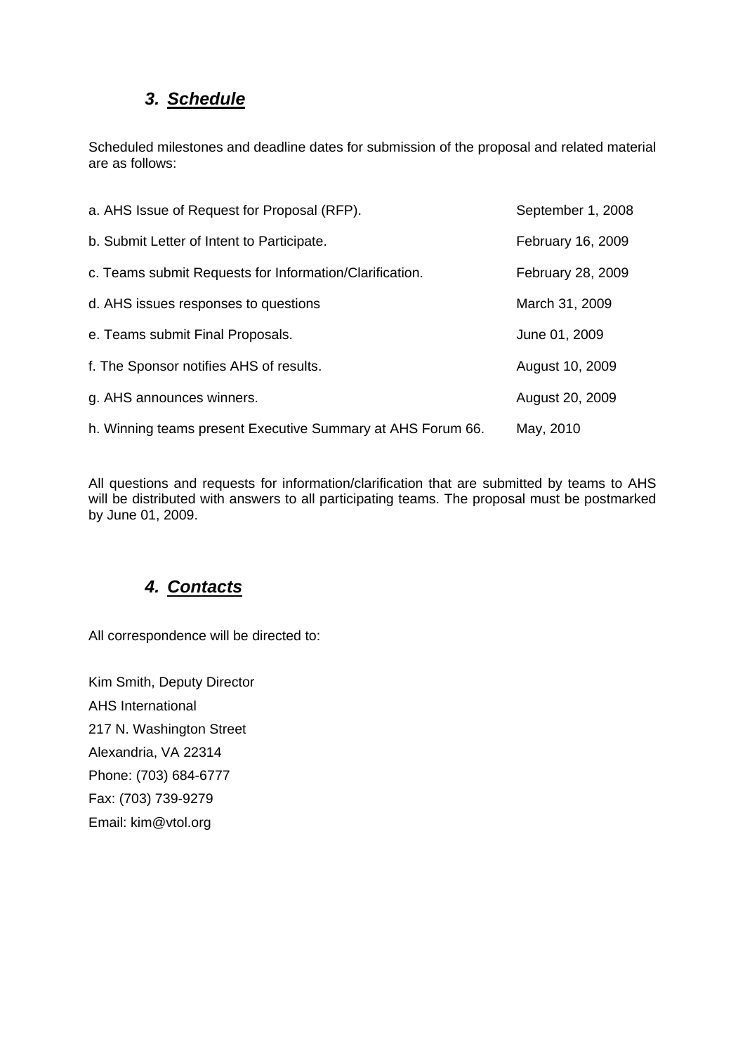## 3. *Schedule*

Scheduled milestones and deadline dates for submission of the proposal and related material are as follows:

| | |
|---|---|
| a. AHS Issue of Request for Proposal (RFP). | September 1, 2008 |
| b. Submit Letter of Intent to Participate. | February 16, 2009 |
| c. Teams submit Requests for Information/Clarification. | February 28, 2009 |
| d. AHS issues responses to questions | March 31, 2009 |
| e. Teams submit Final Proposals. | June 01, 2009 |
| f. The Sponsor notifies AHS of results. | August 10, 2009 |
| g. AHS announces winners. | August 20, 2009 |
| h. Winning teams present Executive Summary at AHS Forum 66. | May, 2010 |

All questions and requests for information/clarification that are submitted by teams to AHS will be distributed with answers to all participating teams. The proposal must be postmarked by June 01, 2009.

## 4. *Contacts*

All correspondence will be directed to:

Kim Smith, Deputy Director
AHS International
217 N. Washington Street
Alexandria, VA 22314
Phone: (703) 684-6777
Fax: (703) 739-9279
Email: kim@vtol.org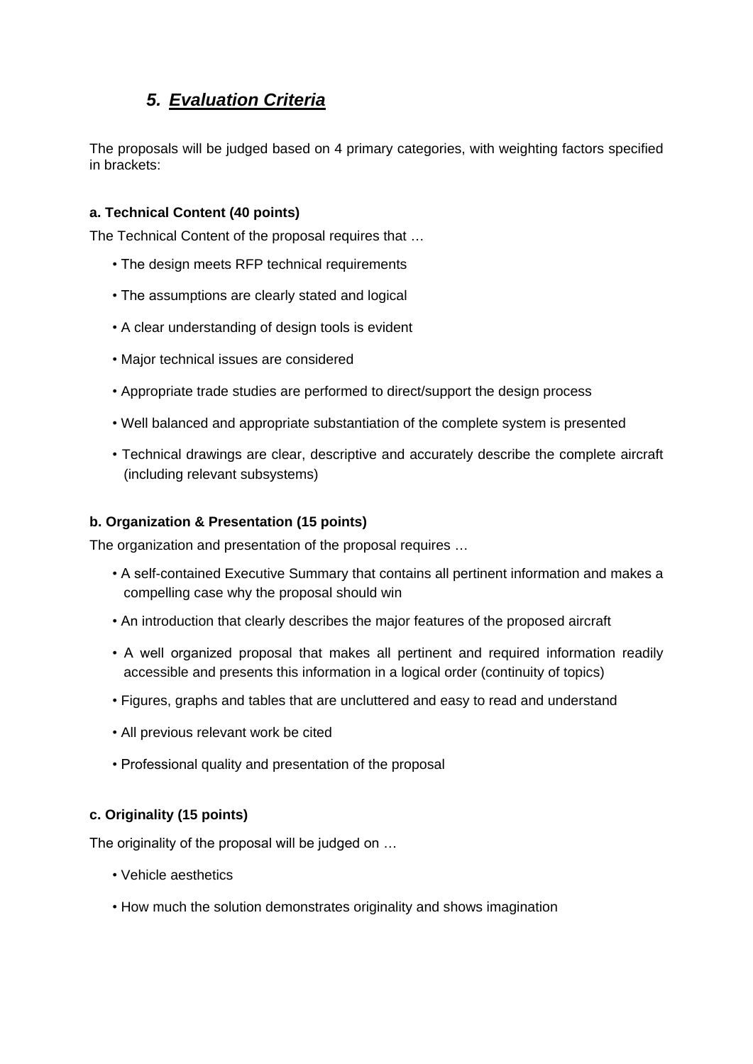## *5. Evaluation Criteria*

The proposals will be judged based on 4 primary categories, with weighting factors specified in brackets:

**a. Technical Content (40 points)**

The Technical Content of the proposal requires that …

- The design meets RFP technical requirements
- The assumptions are clearly stated and logical
- A clear understanding of design tools is evident
- Major technical issues are considered
- Appropriate trade studies are performed to direct/support the design process
- Well balanced and appropriate substantiation of the complete system is presented
- Technical drawings are clear, descriptive and accurately describe the complete aircraft (including relevant subsystems)

**b. Organization & Presentation (15 points)**

The organization and presentation of the proposal requires …

- A self-contained Executive Summary that contains all pertinent information and makes a compelling case why the proposal should win
- An introduction that clearly describes the major features of the proposed aircraft
- A well organized proposal that makes all pertinent and required information readily accessible and presents this information in a logical order (continuity of topics)
- Figures, graphs and tables that are uncluttered and easy to read and understand
- All previous relevant work be cited
- Professional quality and presentation of the proposal

**c. Originality (15 points)**

The originality of the proposal will be judged on …

- Vehicle aesthetics
- How much the solution demonstrates originality and shows imagination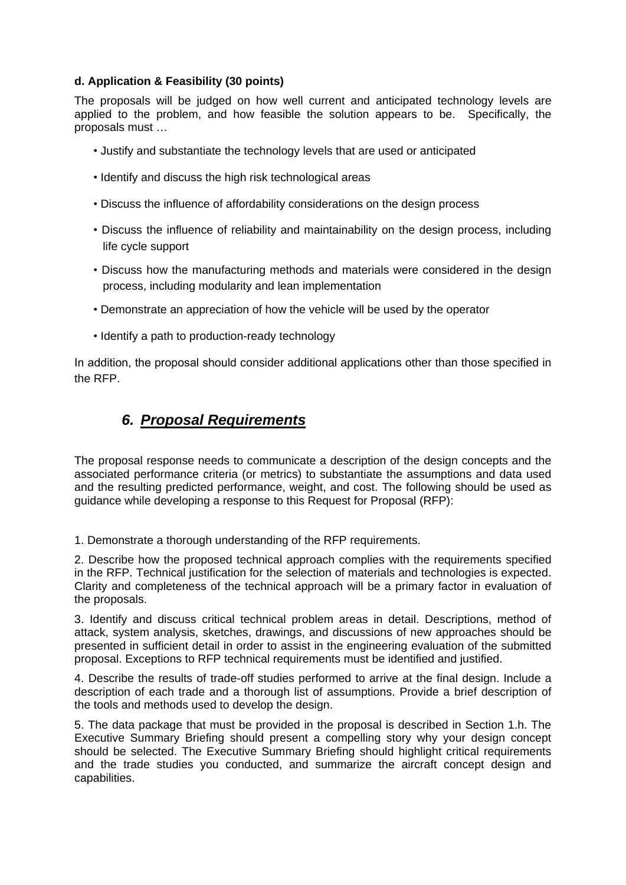**d. Application & Feasibility (30 points)**

The proposals will be judged on how well current and anticipated technology levels are applied to the problem, and how feasible the solution appears to be. Specifically, the proposals must …

- Justify and substantiate the technology levels that are used or anticipated
- Identify and discuss the high risk technological areas
- Discuss the influence of affordability considerations on the design process
- Discuss the influence of reliability and maintainability on the design process, including life cycle support
- Discuss how the manufacturing methods and materials were considered in the design process, including modularity and lean implementation
- Demonstrate an appreciation of how the vehicle will be used by the operator
- Identify a path to production-ready technology

In addition, the proposal should consider additional applications other than those specified in the RFP.

## *6. Proposal Requirements*

The proposal response needs to communicate a description of the design concepts and the associated performance criteria (or metrics) to substantiate the assumptions and data used and the resulting predicted performance, weight, and cost. The following should be used as guidance while developing a response to this Request for Proposal (RFP):

1. Demonstrate a thorough understanding of the RFP requirements.

2. Describe how the proposed technical approach complies with the requirements specified in the RFP. Technical justification for the selection of materials and technologies is expected. Clarity and completeness of the technical approach will be a primary factor in evaluation of the proposals.

3. Identify and discuss critical technical problem areas in detail. Descriptions, method of attack, system analysis, sketches, drawings, and discussions of new approaches should be presented in sufficient detail in order to assist in the engineering evaluation of the submitted proposal. Exceptions to RFP technical requirements must be identified and justified.

4. Describe the results of trade-off studies performed to arrive at the final design. Include a description of each trade and a thorough list of assumptions. Provide a brief description of the tools and methods used to develop the design.

5. The data package that must be provided in the proposal is described in Section 1.h. The Executive Summary Briefing should present a compelling story why your design concept should be selected. The Executive Summary Briefing should highlight critical requirements and the trade studies you conducted, and summarize the aircraft concept design and capabilities.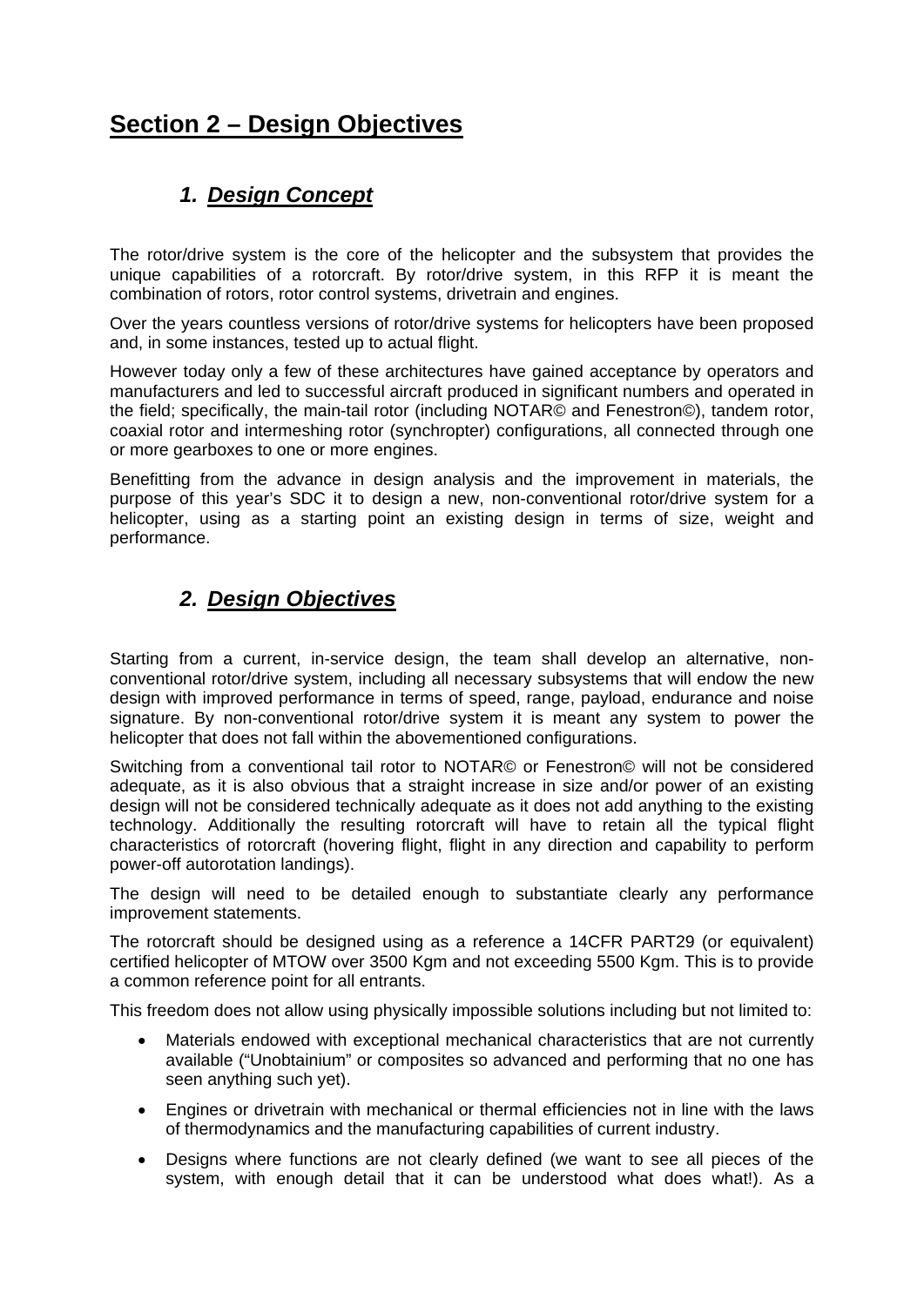# Section 2 – Design Objectives

## 1. *Design Concept*

The rotor/drive system is the core of the helicopter and the subsystem that provides the unique capabilities of a rotorcraft. By rotor/drive system, in this RFP it is meant the combination of rotors, rotor control systems, drivetrain and engines.

Over the years countless versions of rotor/drive systems for helicopters have been proposed and, in some instances, tested up to actual flight.

However today only a few of these architectures have gained acceptance by operators and manufacturers and led to successful aircraft produced in significant numbers and operated in the field; specifically, the main-tail rotor (including NOTAR© and Fenestron©), tandem rotor, coaxial rotor and intermeshing rotor (synchropter) configurations, all connected through one or more gearboxes to one or more engines.

Benefitting from the advance in design analysis and the improvement in materials, the purpose of this year's SDC it to design a new, non-conventional rotor/drive system for a helicopter, using as a starting point an existing design in terms of size, weight and performance.

## 2. *Design Objectives*

Starting from a current, in-service design, the team shall develop an alternative, non-conventional rotor/drive system, including all necessary subsystems that will endow the new design with improved performance in terms of speed, range, payload, endurance and noise signature. By non-conventional rotor/drive system it is meant any system to power the helicopter that does not fall within the abovementioned configurations.

Switching from a conventional tail rotor to NOTAR© or Fenestron© will not be considered adequate, as it is also obvious that a straight increase in size and/or power of an existing design will not be considered technically adequate as it does not add anything to the existing technology. Additionally the resulting rotorcraft will have to retain all the typical flight characteristics of rotorcraft (hovering flight, flight in any direction and capability to perform power-off autorotation landings).

The design will need to be detailed enough to substantiate clearly any performance improvement statements.

The rotorcraft should be designed using as a reference a 14CFR PART29 (or equivalent) certified helicopter of MTOW over 3500 Kgm and not exceeding 5500 Kgm. This is to provide a common reference point for all entrants.

This freedom does not allow using physically impossible solutions including but not limited to:

- Materials endowed with exceptional mechanical characteristics that are not currently available ("Unobtainium" or composites so advanced and performing that no one has seen anything such yet).
- Engines or drivetrain with mechanical or thermal efficiencies not in line with the laws of thermodynamics and the manufacturing capabilities of current industry.
- Designs where functions are not clearly defined (we want to see all pieces of the system, with enough detail that it can be understood what does what!). As a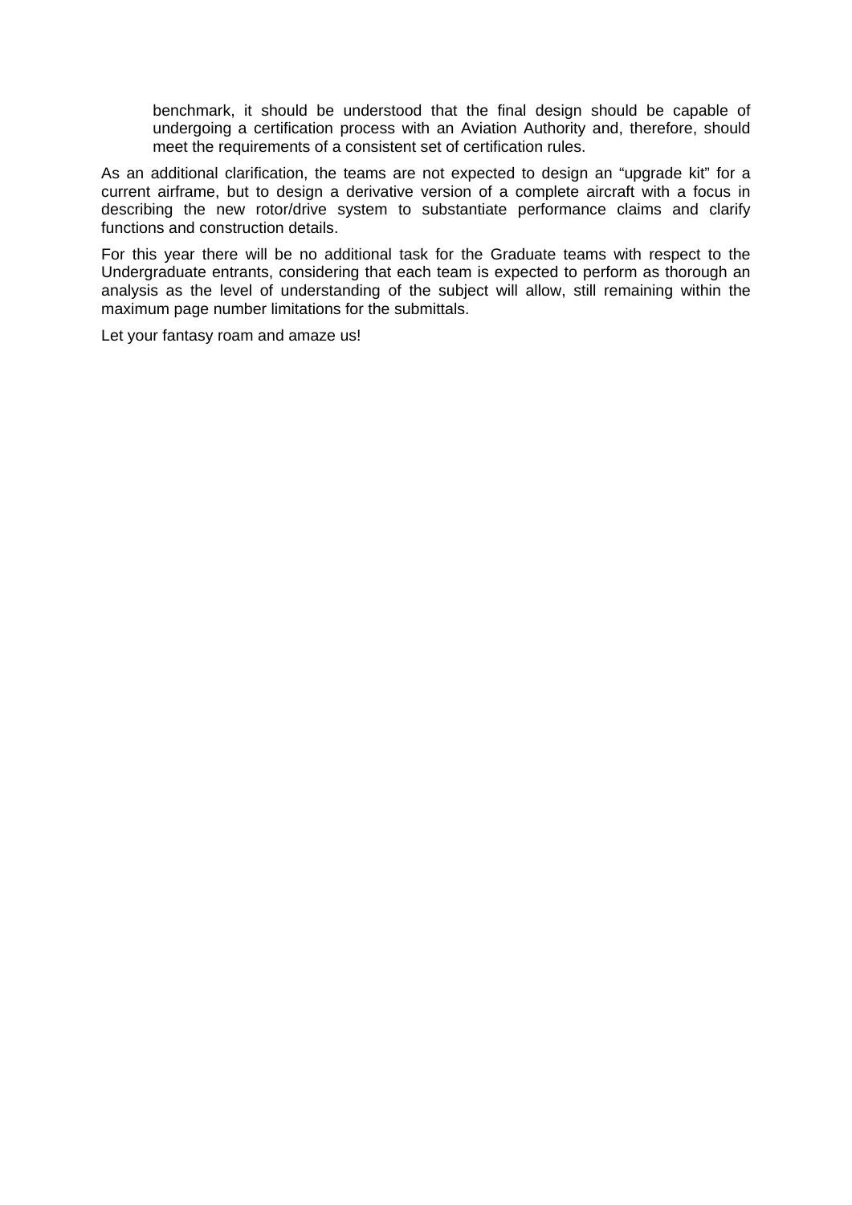benchmark, it should be understood that the final design should be capable of undergoing a certification process with an Aviation Authority and, therefore, should meet the requirements of a consistent set of certification rules.

As an additional clarification, the teams are not expected to design an “upgrade kit” for a current airframe, but to design a derivative version of a complete aircraft with a focus in describing the new rotor/drive system to substantiate performance claims and clarify functions and construction details.

For this year there will be no additional task for the Graduate teams with respect to the Undergraduate entrants, considering that each team is expected to perform as thorough an analysis as the level of understanding of the subject will allow, still remaining within the maximum page number limitations for the submittals.

Let your fantasy roam and amaze us!